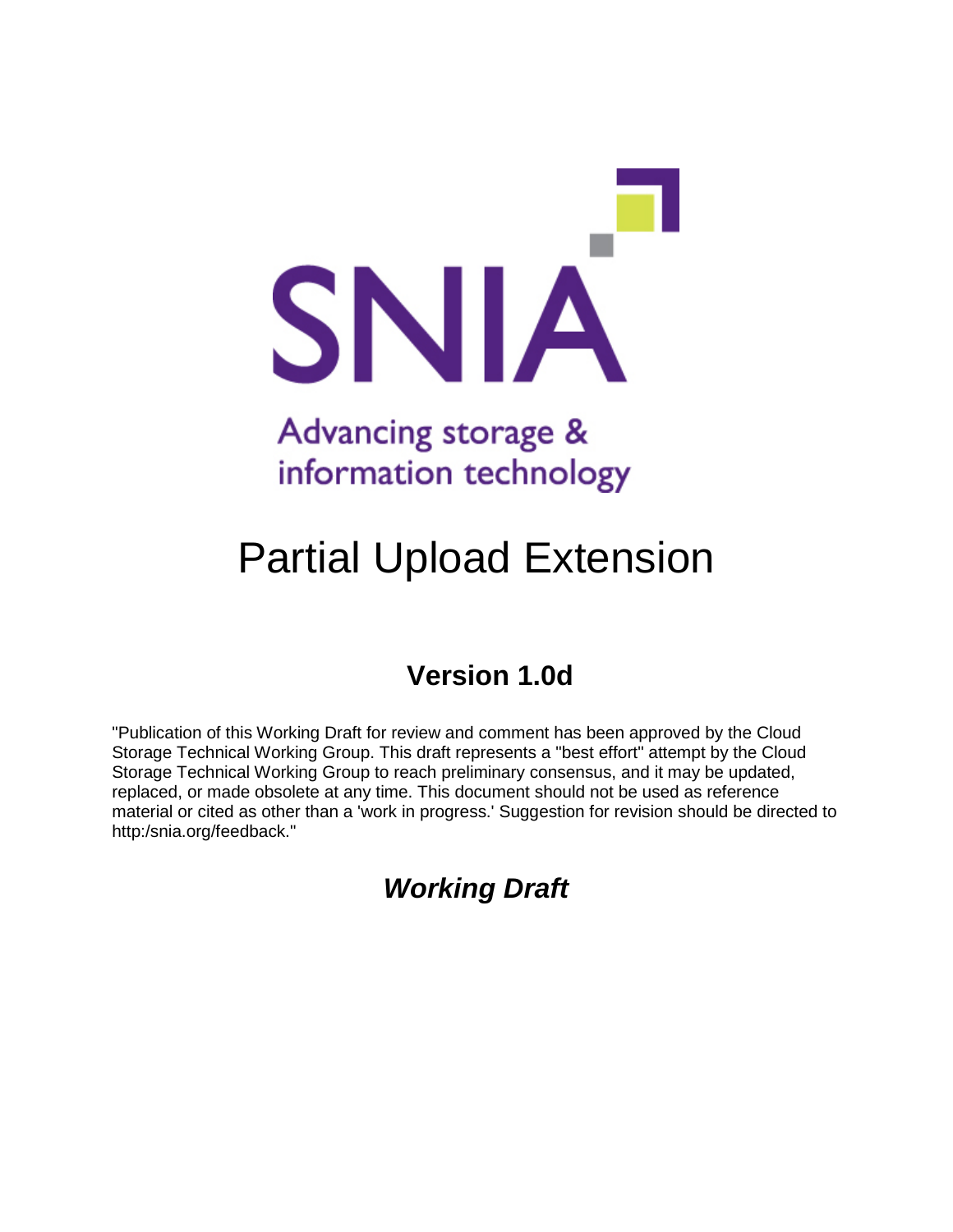SNIA

Advancing storage & information technology

# Partial Upload Extension

## Version 1.0d

"Publication of this Working Draft for review and comment has been approved by the Cloud Storage Technical Working Group. This draft represents a "best effort" attempt by the Cloud Storage Technical Working Group to reach preliminary consensus, and it may be updated, replaced, or made obsolete at any time. This document should not be used as reference material or cited as other than a 'work in progress.' Suggestion for revision should be directed to http:/snia.org/feedback."

## ***Working Draft***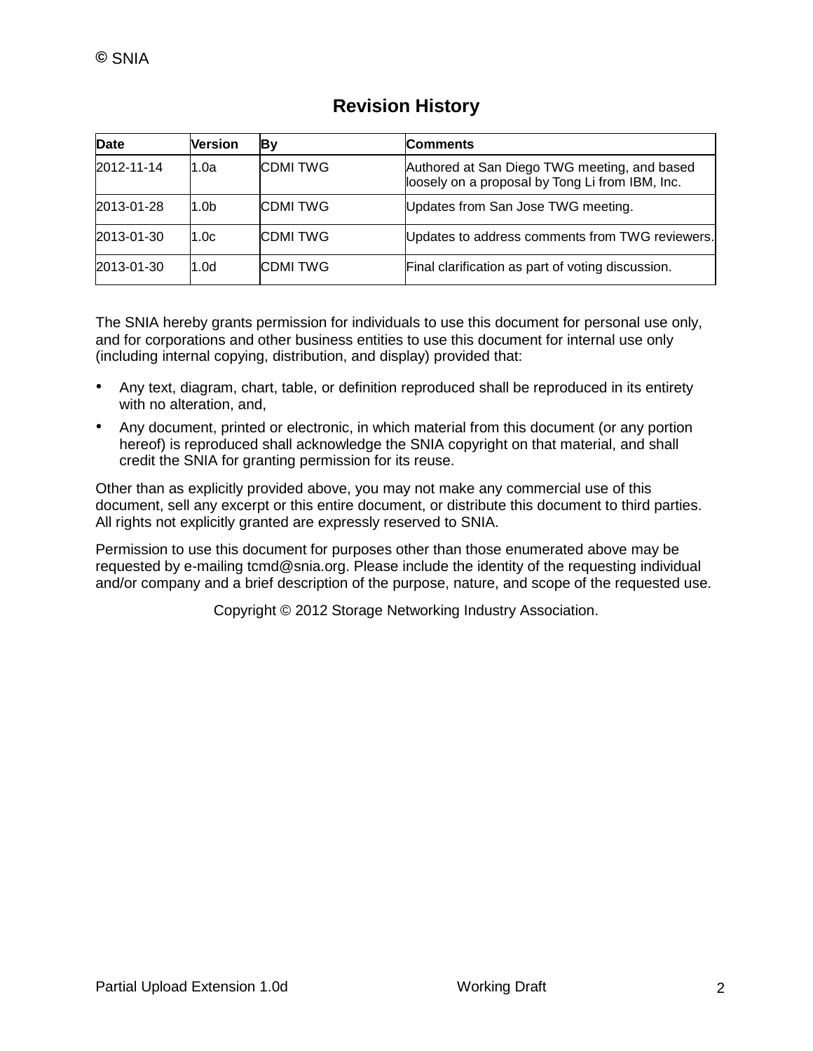## Revision History

| Date | Version | By | Comments |
|---|---|---|---|
| 2012-11-14 | 1.0a | CDMI TWG | Authored at San Diego TWG meeting, and based loosely on a proposal by Tong Li from IBM, Inc. |
| 2013-01-28 | 1.0b | CDMI TWG | Updates from San Jose TWG meeting. |
| 2013-01-30 | 1.0c | CDMI TWG | Updates to address comments from TWG reviewers. |
| 2013-01-30 | 1.0d | CDMI TWG | Final clarification as part of voting discussion. |

The SNIA hereby grants permission for individuals to use this document for personal use only, and for corporations and other business entities to use this document for internal use only (including internal copying, distribution, and display) provided that:

- Any text, diagram, chart, table, or definition reproduced shall be reproduced in its entirety with no alteration, and,
- Any document, printed or electronic, in which material from this document (or any portion hereof) is reproduced shall acknowledge the SNIA copyright on that material, and shall credit the SNIA for granting permission for its reuse.

Other than as explicitly provided above, you may not make any commercial use of this document, sell any excerpt or this entire document, or distribute this document to third parties. All rights not explicitly granted are expressly reserved to SNIA.

Permission to use this document for purposes other than those enumerated above may be requested by e-mailing tcmd@snia.org. Please include the identity of the requesting individual and/or company and a brief description of the purpose, nature, and scope of the requested use.

Copyright © 2012 Storage Networking Industry Association.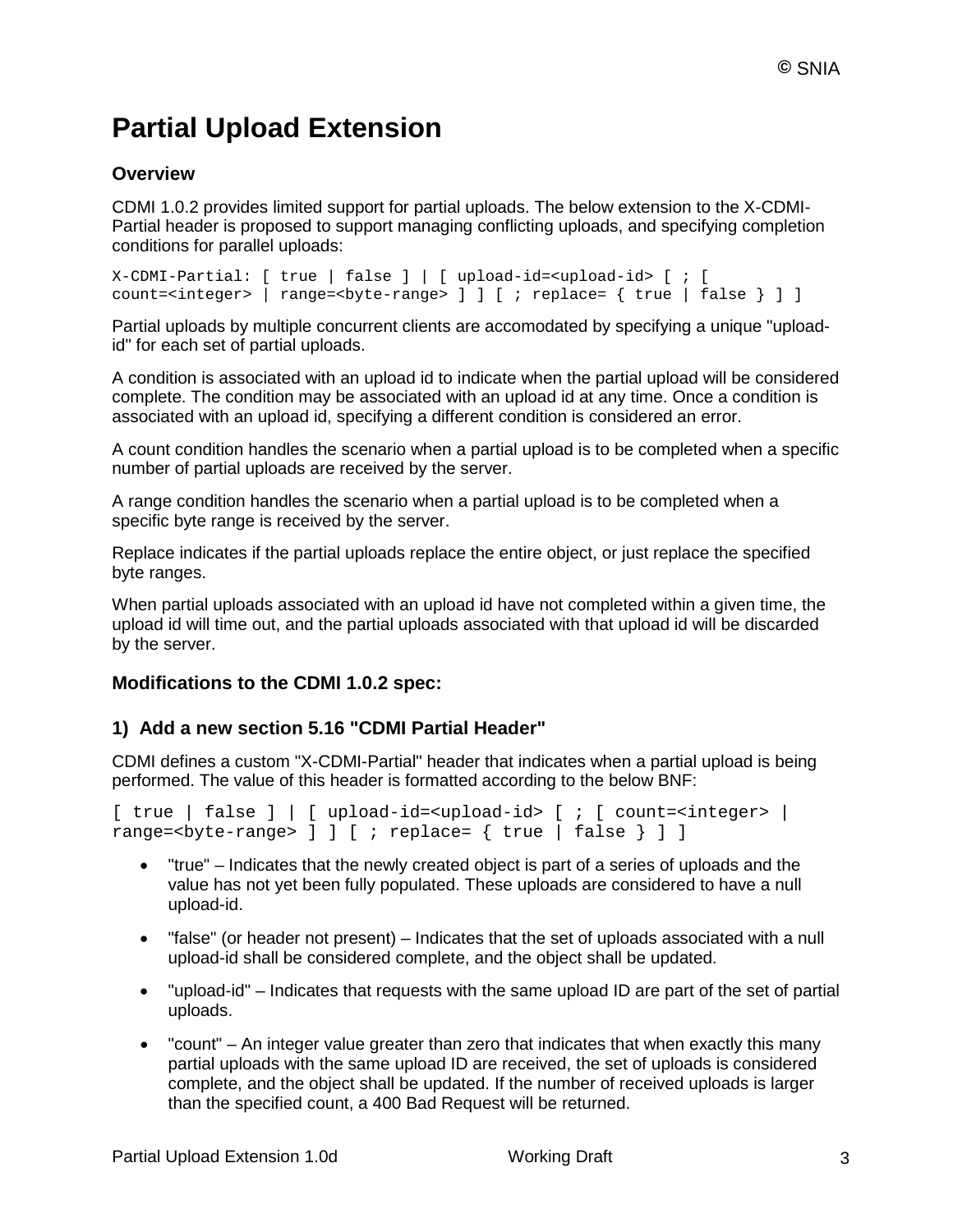# Partial Upload Extension

### Overview

CDMI 1.0.2 provides limited support for partial uploads. The below extension to the X-CDMI-Partial header is proposed to support managing conflicting uploads, and specifying completion conditions for parallel uploads:

```
X-CDMI-Partial: [ true | false ] | [ upload-id=<upload-id> [ ; [
count=<integer> | range=<byte-range> ] ] [ ; replace= { true | false } ] ]
```

Partial uploads by multiple concurrent clients are accomodated by specifying a unique "upload-id" for each set of partial uploads.

A condition is associated with an upload id to indicate when the partial upload will be considered complete. The condition may be associated with an upload id at any time. Once a condition is associated with an upload id, specifying a different condition is considered an error.

A count condition handles the scenario when a partial upload is to be completed when a specific number of partial uploads are received by the server.

A range condition handles the scenario when a partial upload is to be completed when a specific byte range is received by the server.

Replace indicates if the partial uploads replace the entire object, or just replace the specified byte ranges.

When partial uploads associated with an upload id have not completed within a given time, the upload id will time out, and the partial uploads associated with that upload id will be discarded by the server.

### Modifications to the CDMI 1.0.2 spec:

### 1) Add a new section 5.16 "CDMI Partial Header"

CDMI defines a custom "X-CDMI-Partial" header that indicates when a partial upload is being performed. The value of this header is formatted according to the below BNF:

```
[ true | false ] | [ upload-id=<upload-id> [ ; [ count=<integer> |
range=<byte-range> ] ] [ ; replace= { true | false } ] ]
```

- "true" – Indicates that the newly created object is part of a series of uploads and the value has not yet been fully populated. These uploads are considered to have a null upload-id.
- "false" (or header not present) – Indicates that the set of uploads associated with a null upload-id shall be considered complete, and the object shall be updated.
- "upload-id" – Indicates that requests with the same upload ID are part of the set of partial uploads.
- "count" – An integer value greater than zero that indicates that when exactly this many partial uploads with the same upload ID are received, the set of uploads is considered complete, and the object shall be updated. If the number of received uploads is larger than the specified count, a 400 Bad Request will be returned.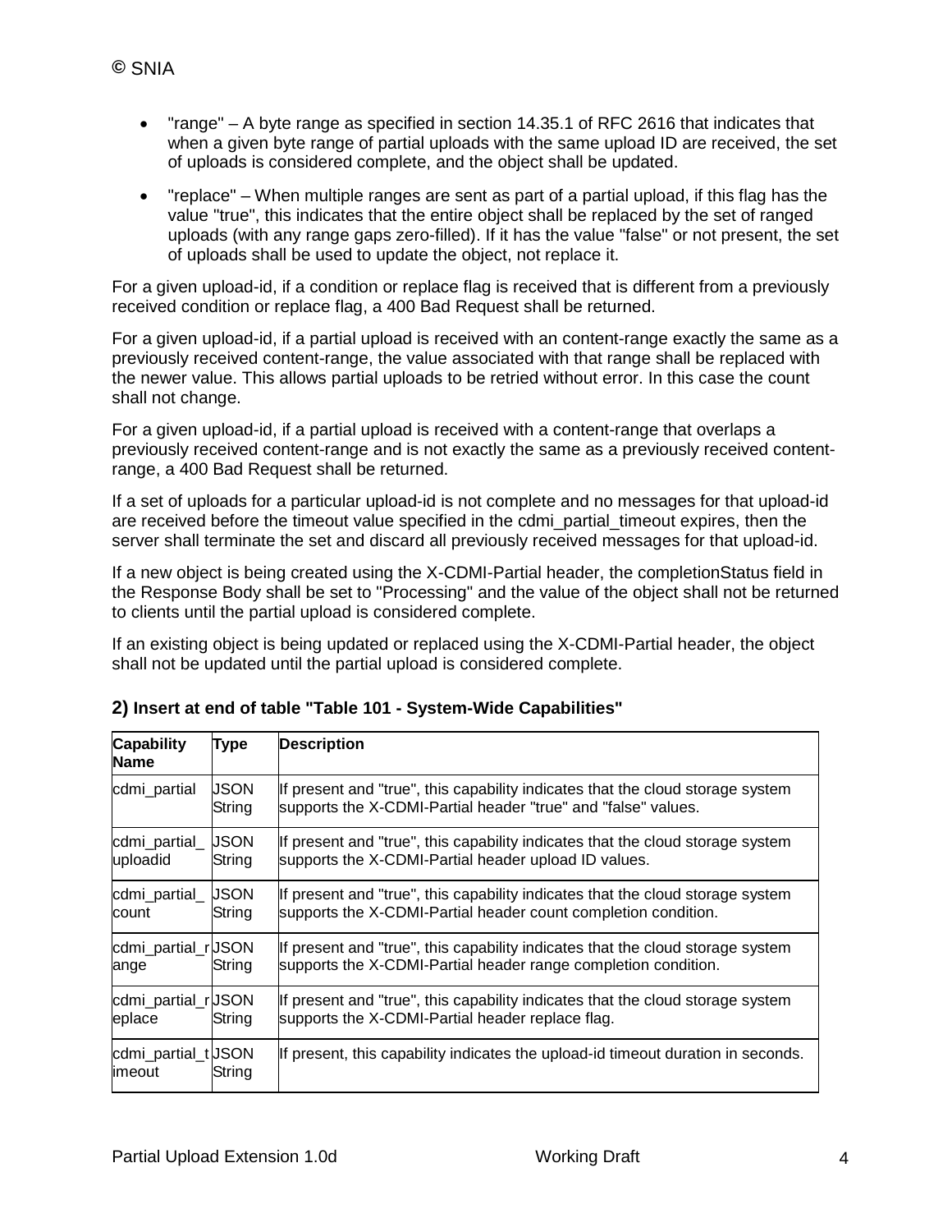- "range" – A byte range as specified in section 14.35.1 of RFC 2616 that indicates that when a given byte range of partial uploads with the same upload ID are received, the set of uploads is considered complete, and the object shall be updated.
- "replace" – When multiple ranges are sent as part of a partial upload, if this flag has the value "true", this indicates that the entire object shall be replaced by the set of ranged uploads (with any range gaps zero-filled). If it has the value "false" or not present, the set of uploads shall be used to update the object, not replace it.

For a given upload-id, if a condition or replace flag is received that is different from a previously received condition or replace flag, a 400 Bad Request shall be returned.

For a given upload-id, if a partial upload is received with an content-range exactly the same as a previously received content-range, the value associated with that range shall be replaced with the newer value. This allows partial uploads to be retried without error. In this case the count shall not change.

For a given upload-id, if a partial upload is received with a content-range that overlaps a previously received content-range and is not exactly the same as a previously received content-range, a 400 Bad Request shall be returned.

If a set of uploads for a particular upload-id is not complete and no messages for that upload-id are received before the timeout value specified in the cdmi_partial_timeout expires, then the server shall terminate the set and discard all previously received messages for that upload-id.

If a new object is being created using the X-CDMI-Partial header, the completionStatus field in the Response Body shall be set to "Processing" and the value of the object shall not be returned to clients until the partial upload is considered complete.

If an existing object is being updated or replaced using the X-CDMI-Partial header, the object shall not be updated until the partial upload is considered complete.

### 2) Insert at end of table "Table 101 - System-Wide Capabilities"

| Capability Name | Type | Description |
|---|---|---|
| cdmi_partial | JSON String | If present and "true", this capability indicates that the cloud storage system supports the X-CDMI-Partial header "true" and "false" values. |
| cdmi_partial_uploadid | JSON String | If present and "true", this capability indicates that the cloud storage system supports the X-CDMI-Partial header upload ID values. |
| cdmi_partial_count | JSON String | If present and "true", this capability indicates that the cloud storage system supports the X-CDMI-Partial header count completion condition. |
| cdmi_partial_range | JSON String | If present and "true", this capability indicates that the cloud storage system supports the X-CDMI-Partial header range completion condition. |
| cdmi_partial_replace | JSON String | If present and "true", this capability indicates that the cloud storage system supports the X-CDMI-Partial header replace flag. |
| cdmi_partial_timeout | JSON String | If present, this capability indicates the upload-id timeout duration in seconds. |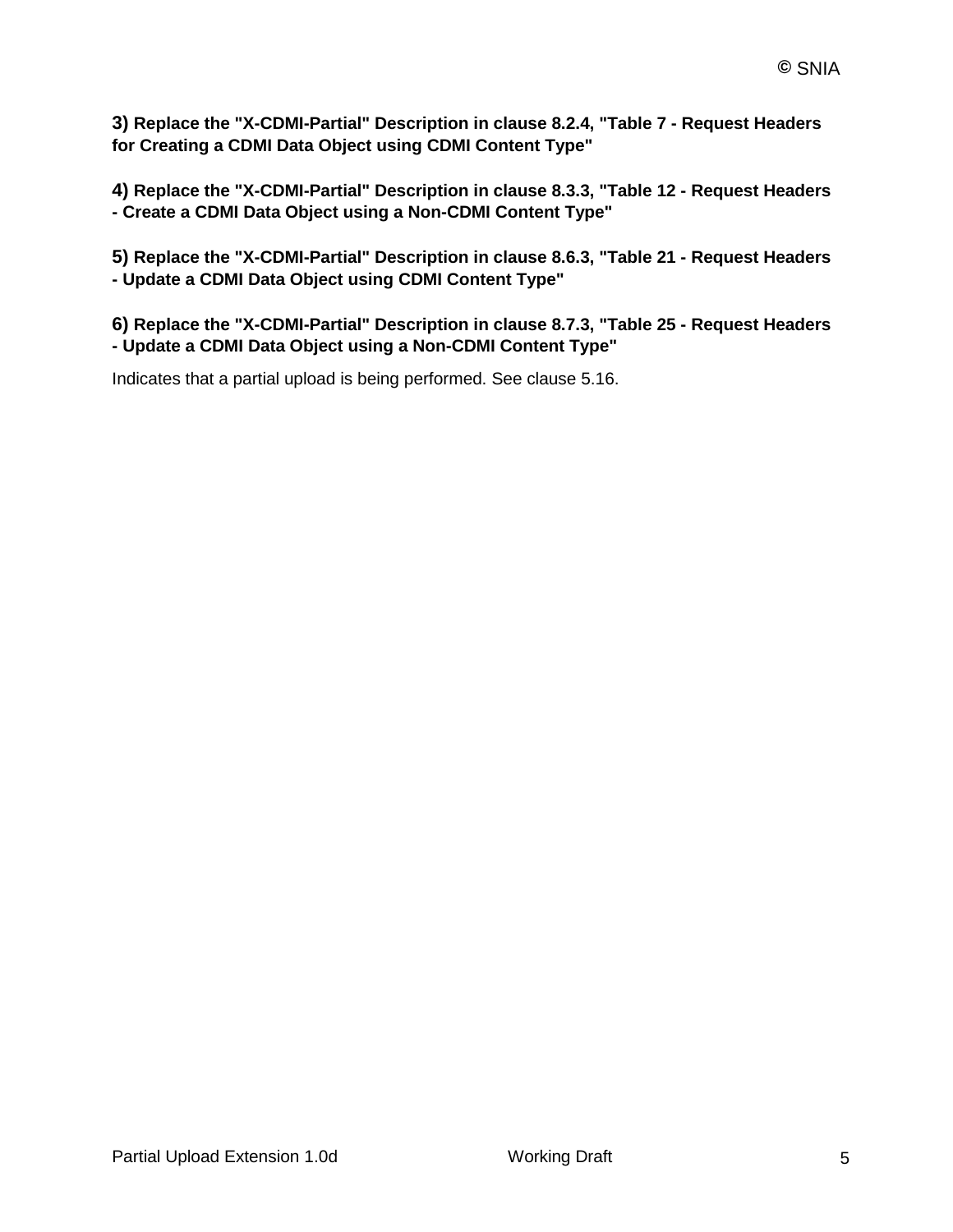**3) Replace the "X-CDMI-Partial" Description in clause 8.2.4, "Table 7 - Request Headers for Creating a CDMI Data Object using CDMI Content Type"**

**4) Replace the "X-CDMI-Partial" Description in clause 8.3.3, "Table 12 - Request Headers - Create a CDMI Data Object using a Non-CDMI Content Type"**

**5) Replace the "X-CDMI-Partial" Description in clause 8.6.3, "Table 21 - Request Headers - Update a CDMI Data Object using CDMI Content Type"**

**6) Replace the "X-CDMI-Partial" Description in clause 8.7.3, "Table 25 - Request Headers - Update a CDMI Data Object using a Non-CDMI Content Type"**

Indicates that a partial upload is being performed. See clause 5.16.